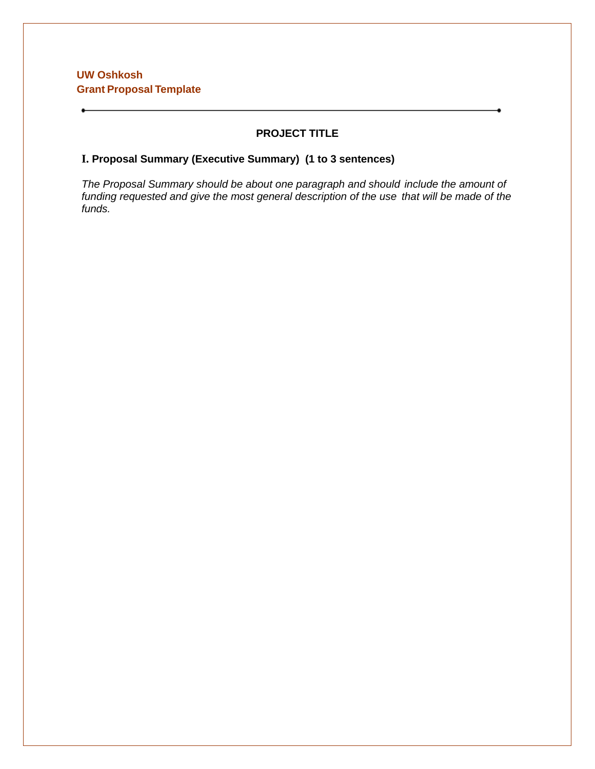**UW Oshkosh**
**Grant Proposal Template**

---

# PROJECT TITLE

## I. Proposal Summary (Executive Summary) (1 to 3 sentences)

*The Proposal Summary should be about one paragraph and should include the amount of funding requested and give the most general description of the use that will be made of the funds.*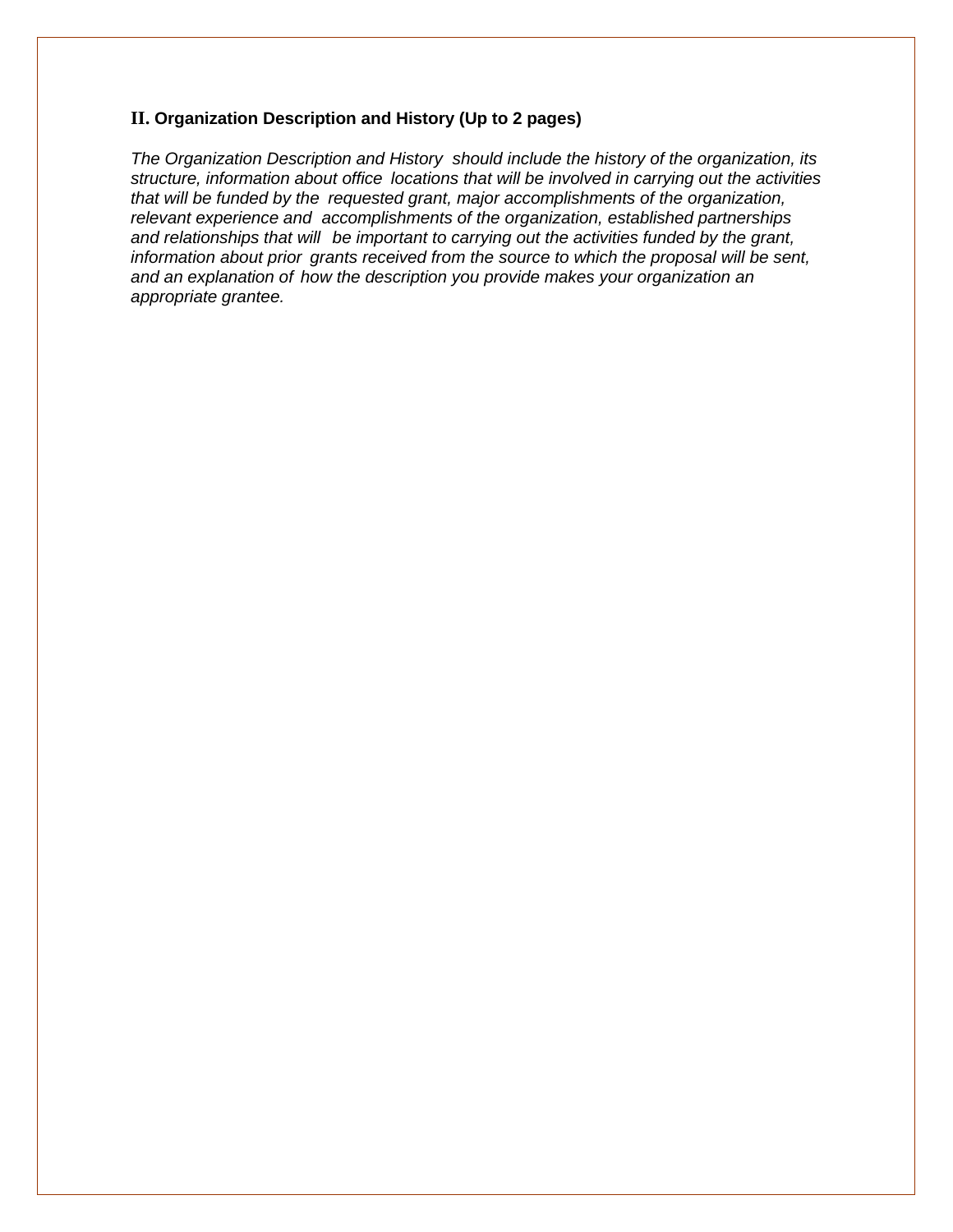## II. Organization Description and History (Up to 2 pages)

*The Organization Description and History should include the history of the organization, its structure, information about office locations that will be involved in carrying out the activities that will be funded by the requested grant, major accomplishments of the organization, relevant experience and accomplishments of the organization, established partnerships and relationships that will be important to carrying out the activities funded by the grant, information about prior grants received from the source to which the proposal will be sent, and an explanation of how the description you provide makes your organization an appropriate grantee.*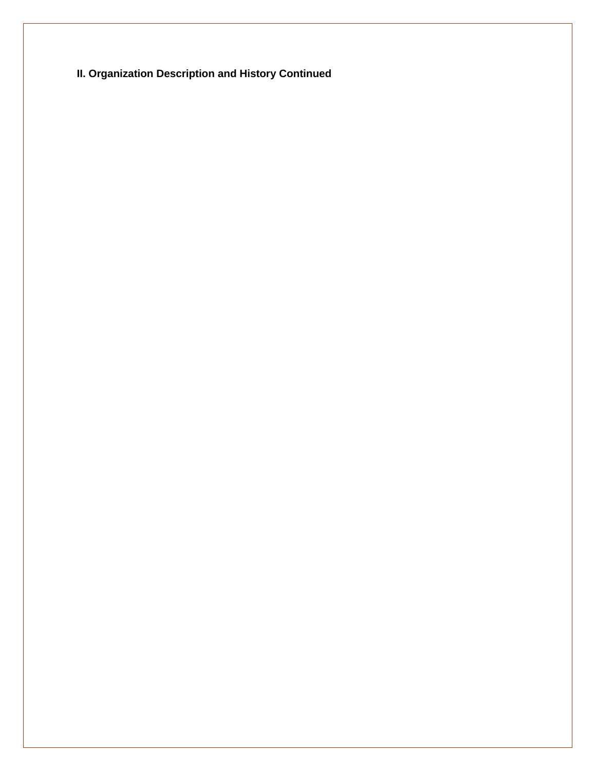**II. Organization Description and History Continued**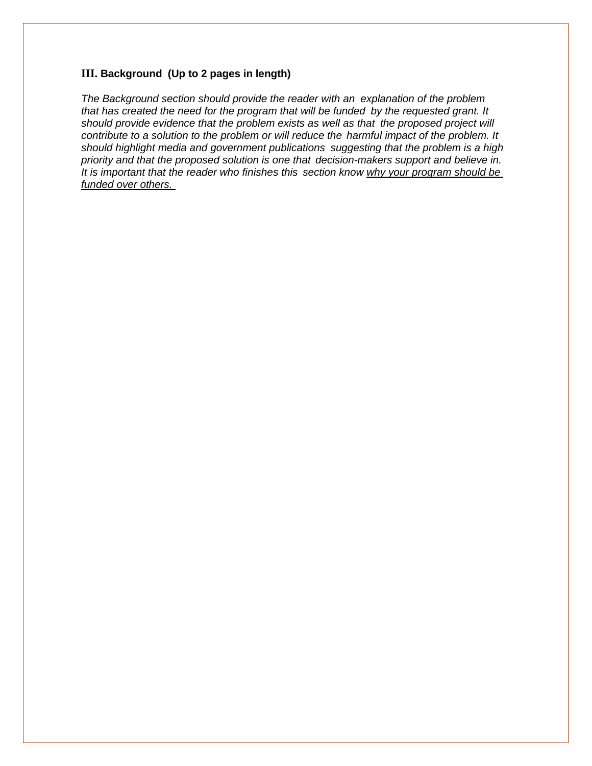### III. Background (Up to 2 pages in length)

*The Background section should provide the reader with an explanation of the problem that has created the need for the program that will be funded by the requested grant. It should provide evidence that the problem exists as well as that the proposed project will contribute to a solution to the problem or will reduce the harmful impact of the problem. It should highlight media and government publications suggesting that the problem is a high priority and that the proposed solution is one that decision-makers support and believe in. It is important that the reader who finishes this section know <u>why your program should be funded over others.</u>*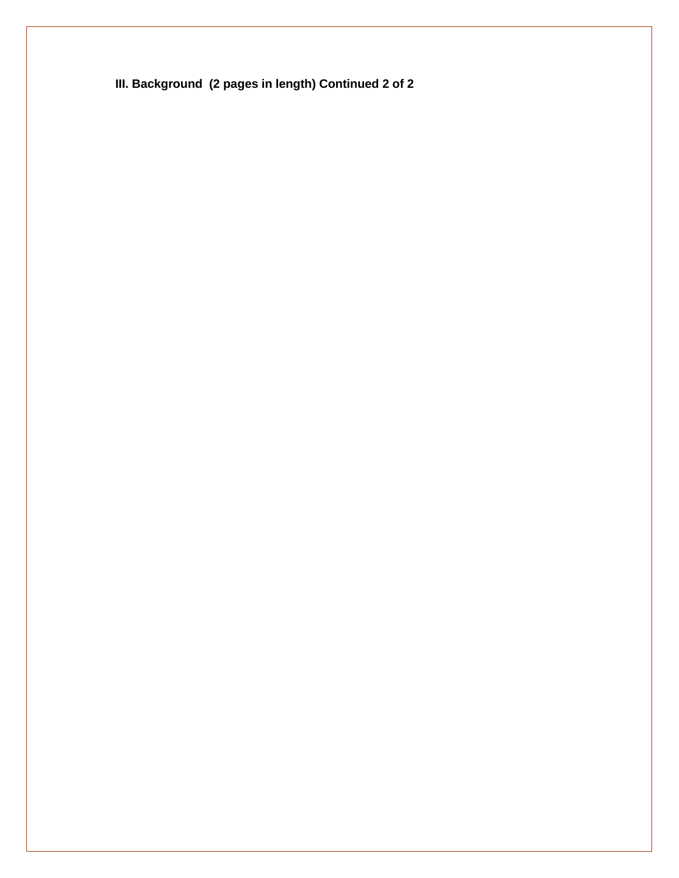**III. Background (2 pages in length) Continued 2 of 2**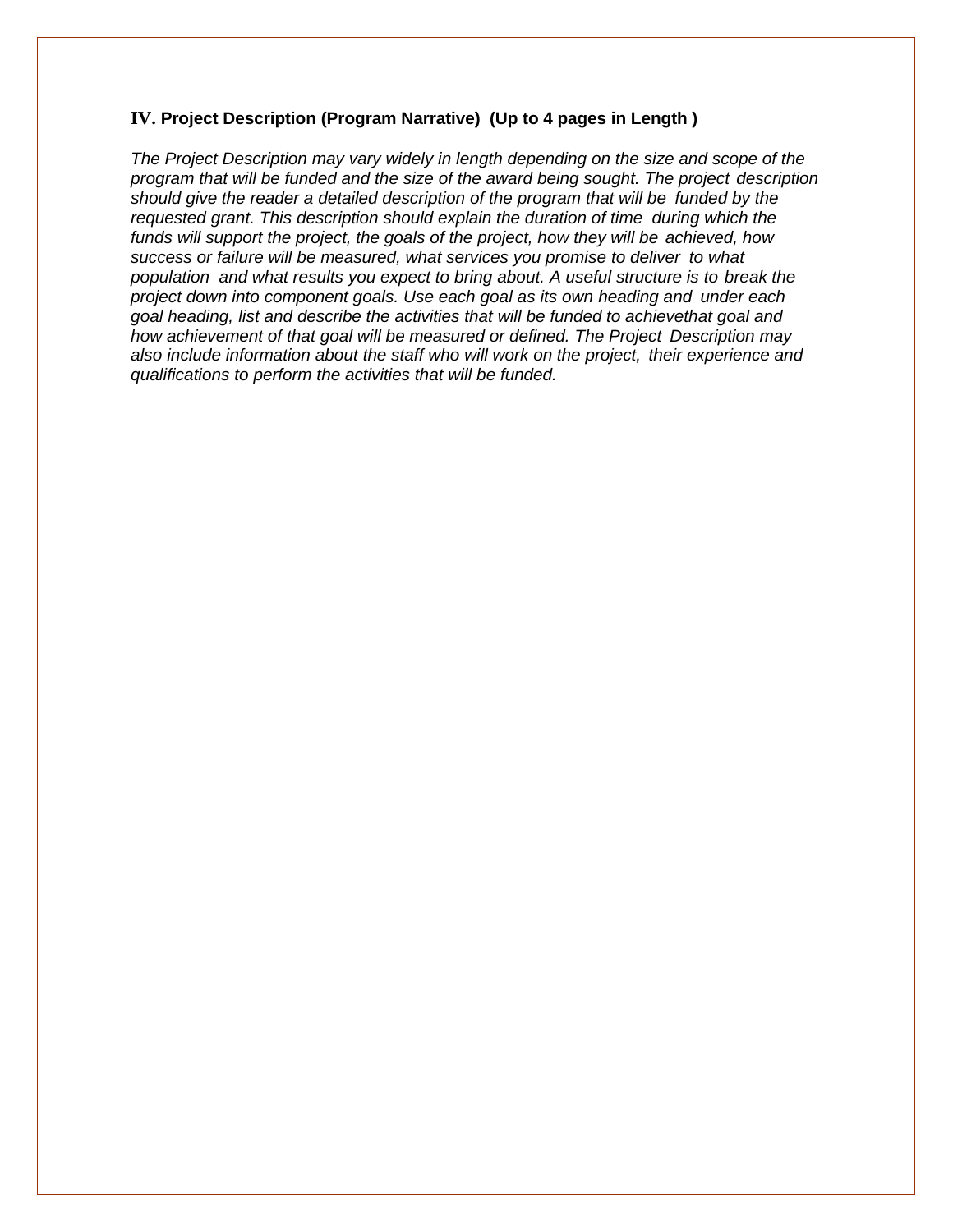### IV. Project Description (Program Narrative) (Up to 4 pages in Length )

*The Project Description may vary widely in length depending on the size and scope of the program that will be funded and the size of the award being sought. The project description should give the reader a detailed description of the program that will be funded by the requested grant. This description should explain the duration of time during which the funds will support the project, the goals of the project, how they will be achieved, how success or failure will be measured, what services you promise to deliver to what population and what results you expect to bring about. A useful structure is to break the project down into component goals. Use each goal as its own heading and under each goal heading, list and describe the activities that will be funded to achievethat goal and how achievement of that goal will be measured or defined. The Project Description may also include information about the staff who will work on the project, their experience and qualifications to perform the activities that will be funded.*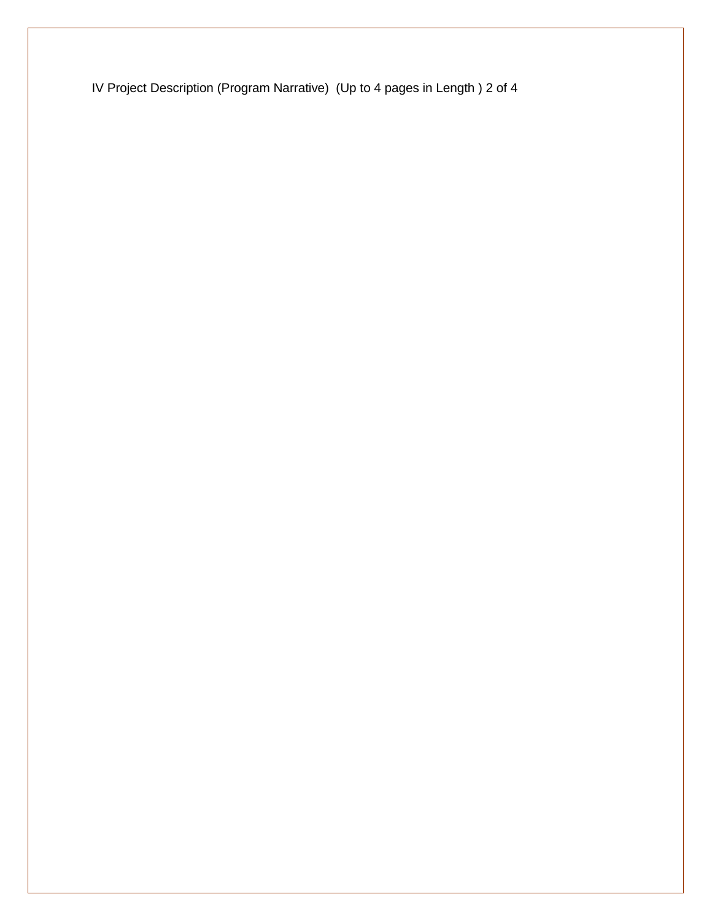IV Project Description (Program Narrative) (Up to 4 pages in Length ) 2 of 4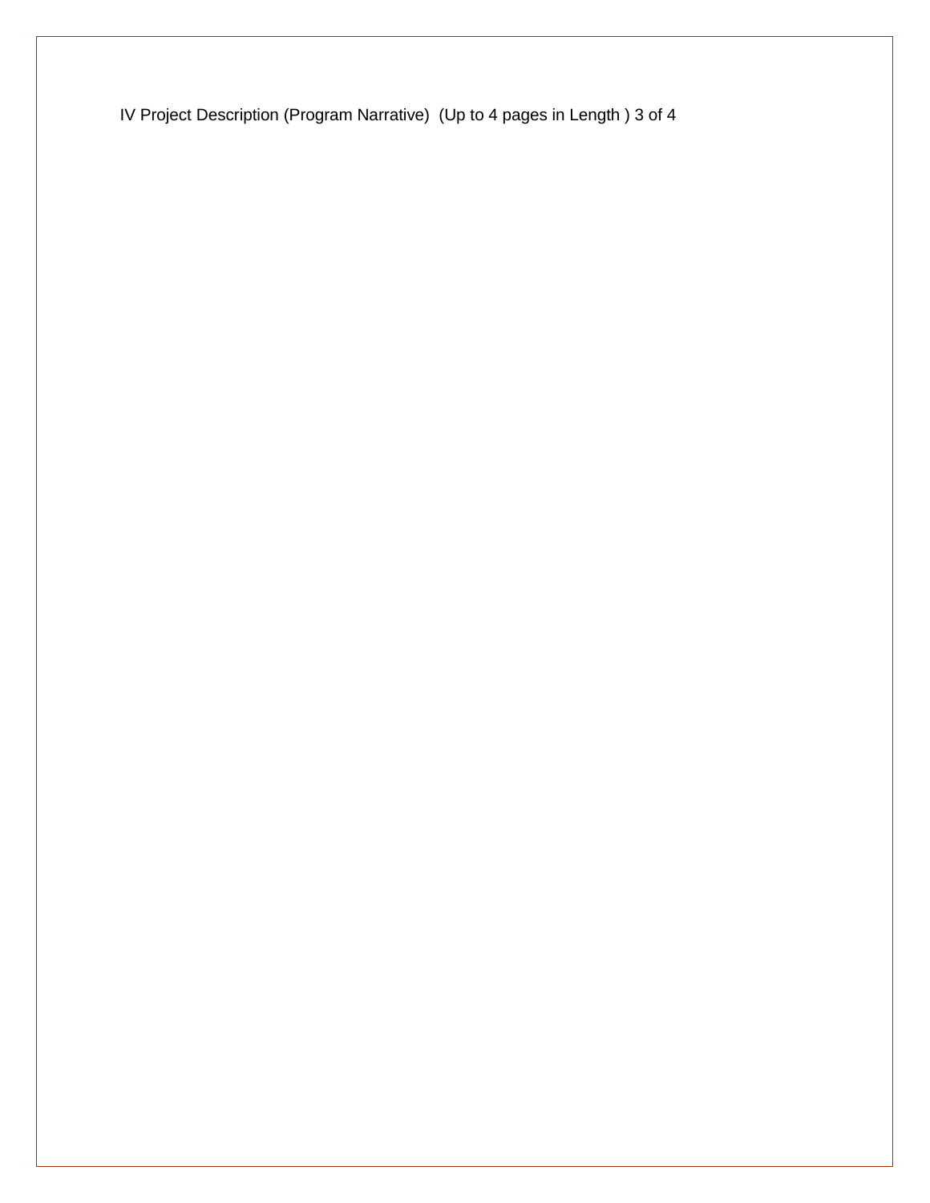IV Project Description (Program Narrative) (Up to 4 pages in Length ) 3 of 4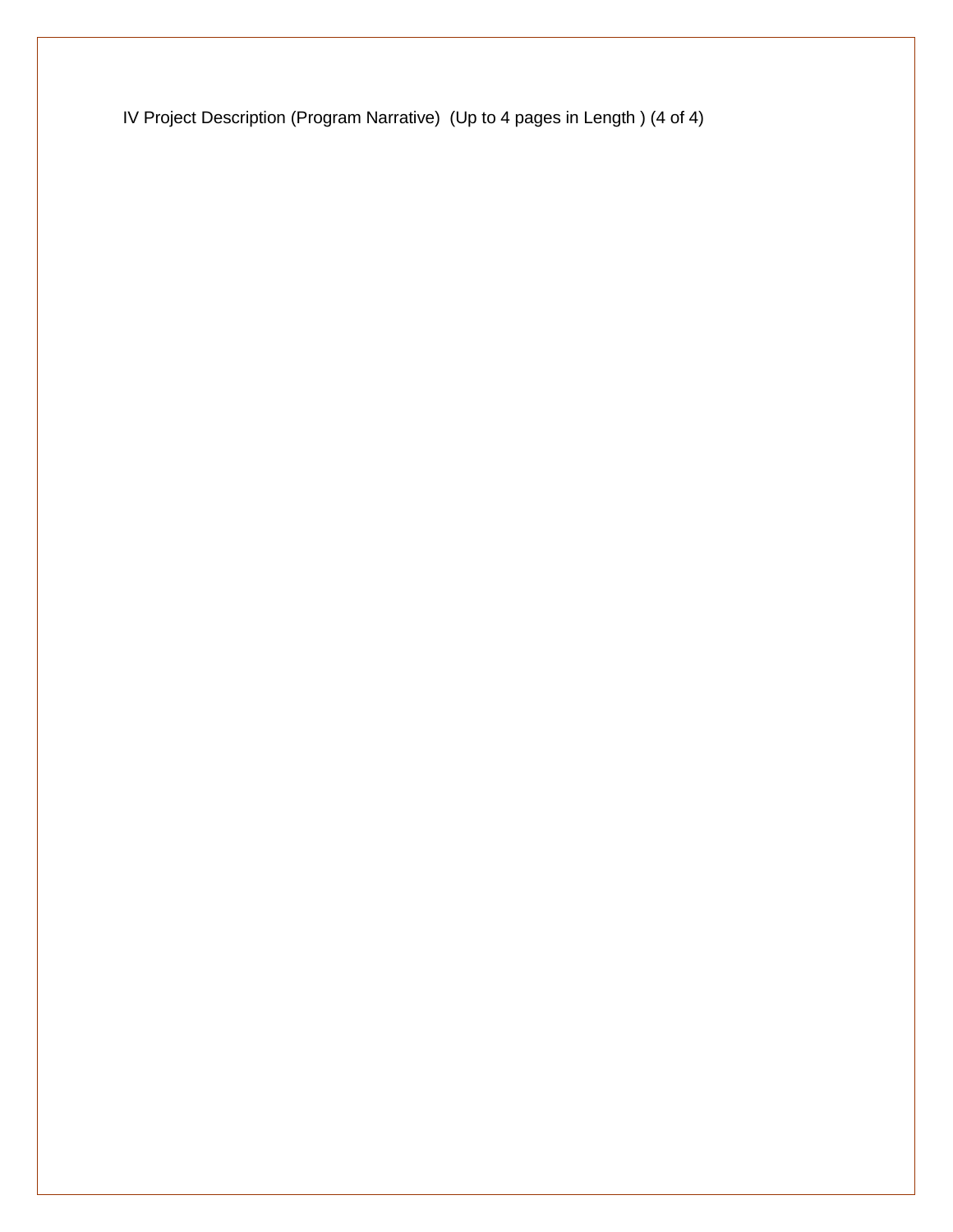IV Project Description (Program Narrative) (Up to 4 pages in Length ) (4 of 4)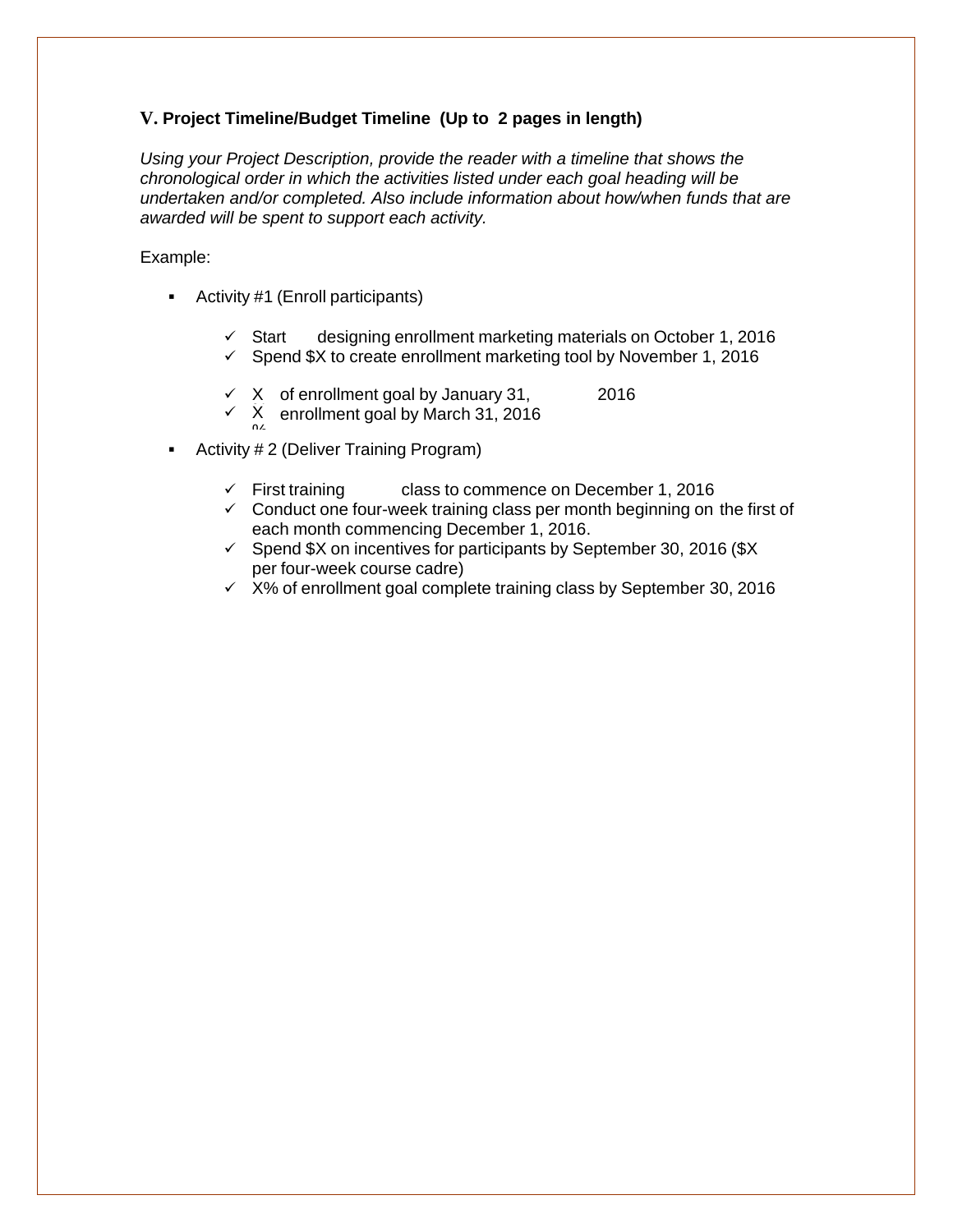### V. Project Timeline/Budget Timeline (Up to 2 pages in length)

*Using your Project Description, provide the reader with a timeline that shows the chronological order in which the activities listed under each goal heading will be undertaken and/or completed. Also include information about how/when funds that are awarded will be spent to support each activity.*

Example:

- Activity #1 (Enroll participants)
  - ✓ Start designing enrollment marketing materials on October 1, 2016
  - ✓ Spend $X to create enrollment marketing tool by November 1, 2016
  - ✓ X% of enrollment goal by January 31, 2016
  - ✓ X% enrollment goal by March 31, 2016
- Activity # 2 (Deliver Training Program)
  - ✓ First training class to commence on December 1, 2016
  - ✓ Conduct one four-week training class per month beginning on the first of each month commencing December 1, 2016.
  - ✓ Spend $X on incentives for participants by September 30, 2016 ($X per four-week course cadre)
  - ✓ X% of enrollment goal complete training class by September 30, 2016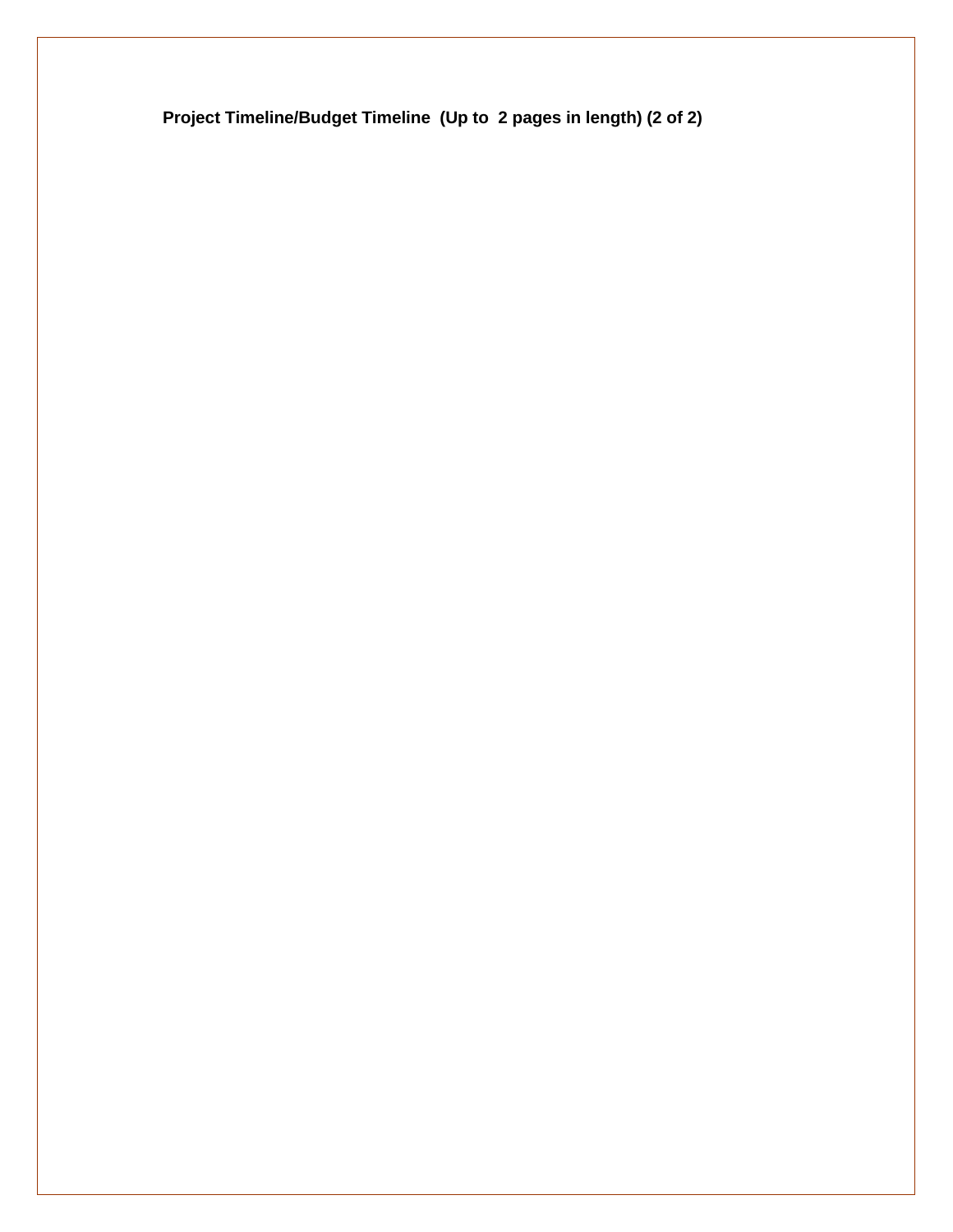**Project Timeline/Budget Timeline (Up to 2 pages in length) (2 of 2)**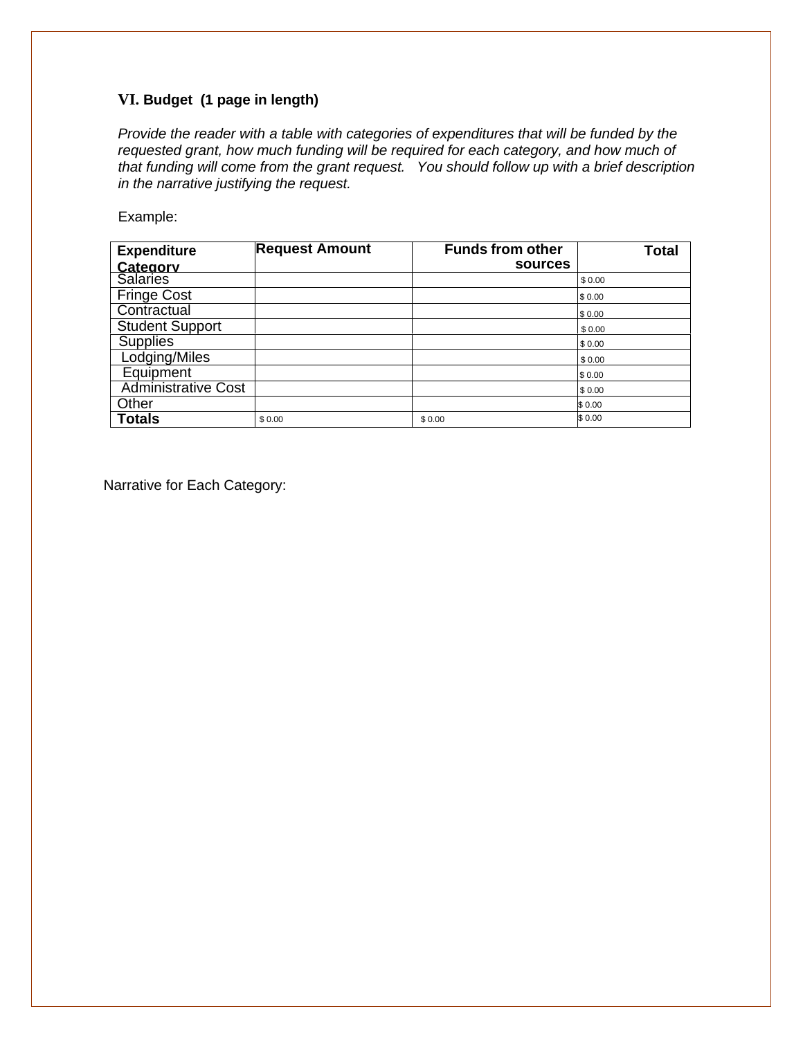### VI. Budget (1 page in length)

*Provide the reader with a table with categories of expenditures that will be funded by the requested grant, how much funding will be required for each category, and how much of that funding will come from the grant request. You should follow up with a brief description in the narrative justifying the request.*

Example:

| Expenditure Category | Request Amount | Funds from other sources | Total |
|---|---|---|---|
| Salaries | | | $ 0.00 |
| Fringe Cost | | | $ 0.00 |
| Contractual | | | $ 0.00 |
| Student Support | | | $ 0.00 |
| Supplies | | | $ 0.00 |
| Lodging/Miles | | | $ 0.00 |
| Equipment | | | $ 0.00 |
| Administrative Cost | | | $ 0.00 |
| Other | | | $ 0.00 |
| **Totals** | $ 0.00 | $ 0.00 | $ 0.00 |

Narrative for Each Category: